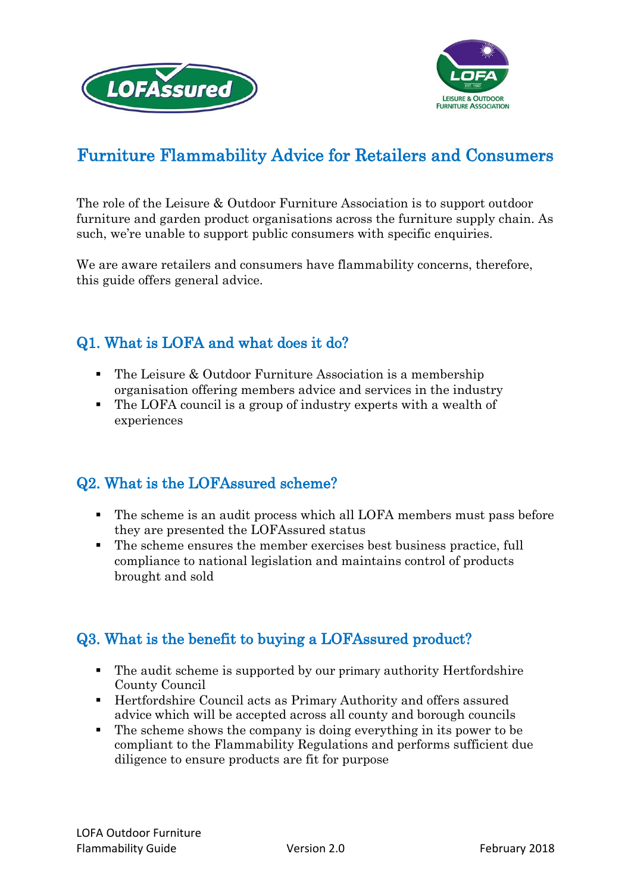# Furniture Flammability Advice for Retailers and Consumers

The role of the Leisure & Outdoor Furniture Association is to support outdoor furniture and garden product organisations across the furniture supply chain. As such, we're unable to support public consumers with specific enquiries.

We are aware retailers and consumers have flammability concerns, therefore, this guide offers general advice.

## Q1. What is LOFA and what does it do?

- The Leisure & Outdoor Furniture Association is a membership organisation offering members advice and services in the industry
- The LOFA council is a group of industry experts with a wealth of experiences

## Q2. What is the LOFAssured scheme?

- The scheme is an audit process which all LOFA members must pass before they are presented the LOFAssured status
- The scheme ensures the member exercises best business practice, full compliance to national legislation and maintains control of products brought and sold

## Q3. What is the benefit to buying a LOFAssured product?

- The audit scheme is supported by our primary authority Hertfordshire County Council
- Hertfordshire Council acts as Primary Authority and offers assured advice which will be accepted across all county and borough councils
- The scheme shows the company is doing everything in its power to be compliant to the Flammability Regulations and performs sufficient due diligence to ensure products are fit for purpose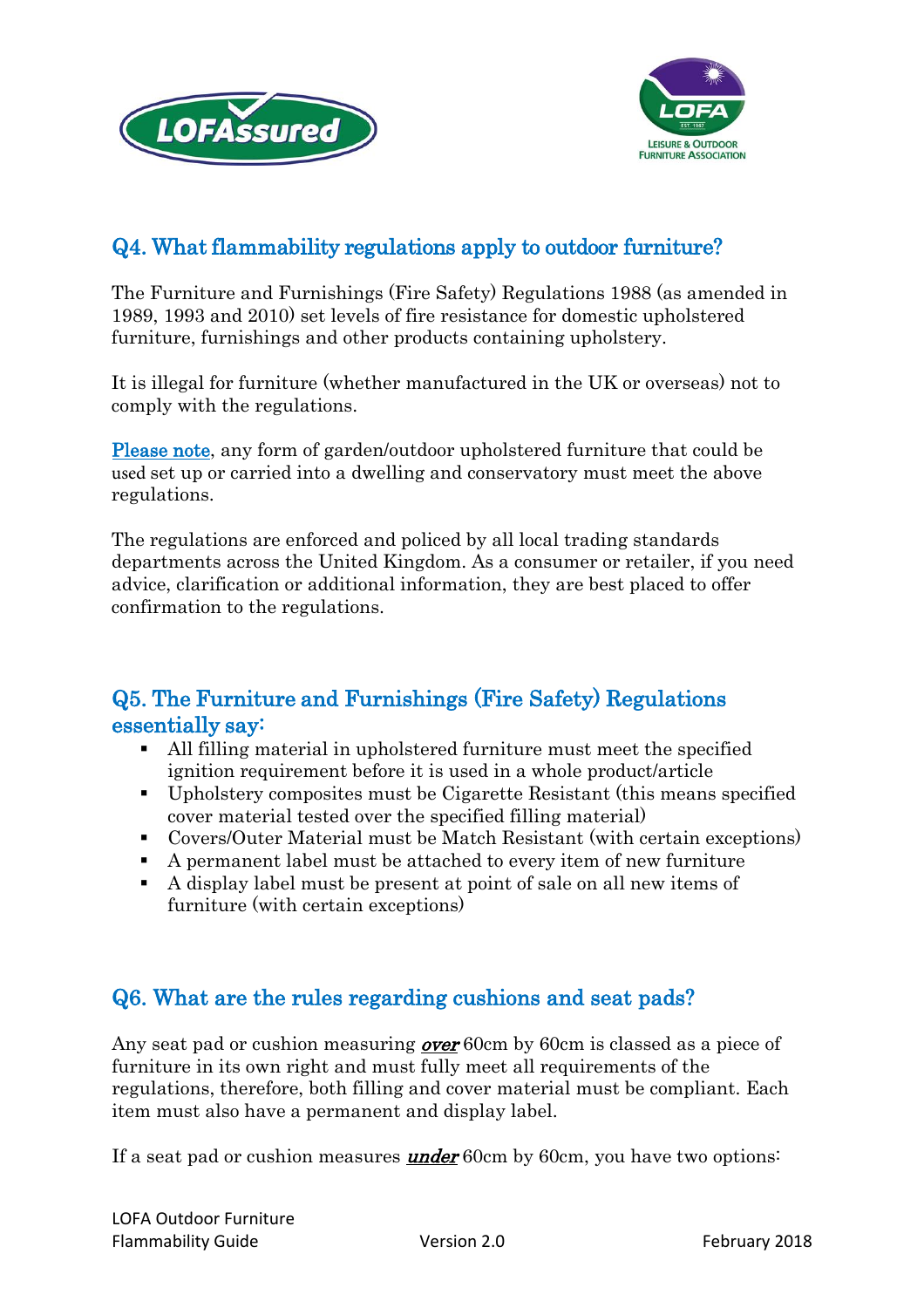## Q4. What flammability regulations apply to outdoor furniture?

The Furniture and Furnishings (Fire Safety) Regulations 1988 (as amended in 1989, 1993 and 2010) set levels of fire resistance for domestic upholstered furniture, furnishings and other products containing upholstery.

It is illegal for furniture (whether manufactured in the UK or overseas) not to comply with the regulations.

Please note, any form of garden/outdoor upholstered furniture that could be used set up or carried into a dwelling and conservatory must meet the above regulations.

The regulations are enforced and policed by all local trading standards departments across the United Kingdom. As a consumer or retailer, if you need advice, clarification or additional information, they are best placed to offer confirmation to the regulations.

## Q5. The Furniture and Furnishings (Fire Safety) Regulations essentially say:

- All filling material in upholstered furniture must meet the specified ignition requirement before it is used in a whole product/article
- Upholstery composites must be Cigarette Resistant (this means specified cover material tested over the specified filling material)
- Covers/Outer Material must be Match Resistant (with certain exceptions)
- A permanent label must be attached to every item of new furniture
- A display label must be present at point of sale on all new items of furniture (with certain exceptions)

## Q6. What are the rules regarding cushions and seat pads?

Any seat pad or cushion measuring ***over*** 60cm by 60cm is classed as a piece of furniture in its own right and must fully meet all requirements of the regulations, therefore, both filling and cover material must be compliant. Each item must also have a permanent and display label.

If a seat pad or cushion measures ***under*** 60cm by 60cm, you have two options: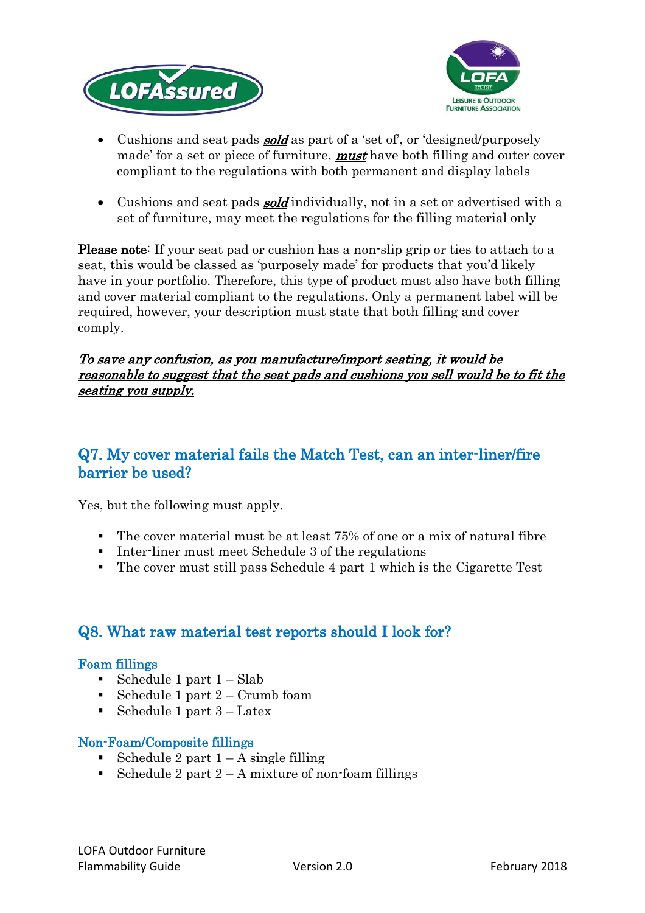- Cushions and seat pads ***sold*** as part of a 'set of', or 'designed/purposely made' for a set or piece of furniture, ***must*** have both filling and outer cover compliant to the regulations with both permanent and display labels

- Cushions and seat pads ***sold*** individually, not in a set or advertised with a set of furniture, may meet the regulations for the filling material only

**Please note**: If your seat pad or cushion has a non-slip grip or ties to attach to a seat, this would be classed as 'purposely made' for products that you'd likely have in your portfolio. Therefore, this type of product must also have both filling and cover material compliant to the regulations. Only a permanent label will be required, however, your description must state that both filling and cover comply.

***To save any confusion, as you manufacture/import seating, it would be reasonable to suggest that the seat pads and cushions you sell would be to fit the seating you supply.***

## Q7. My cover material fails the Match Test, can an inter-liner/fire barrier be used?

Yes, but the following must apply.

- The cover material must be at least 75% of one or a mix of natural fibre
- Inter-liner must meet Schedule 3 of the regulations
- The cover must still pass Schedule 4 part 1 which is the Cigarette Test

## Q8. What raw material test reports should I look for?

### Foam fillings

- Schedule 1 part 1 – Slab
- Schedule 1 part 2 – Crumb foam
- Schedule 1 part 3 – Latex

### Non-Foam/Composite fillings

- Schedule 2 part 1 – A single filling
- Schedule 2 part 2 – A mixture of non-foam fillings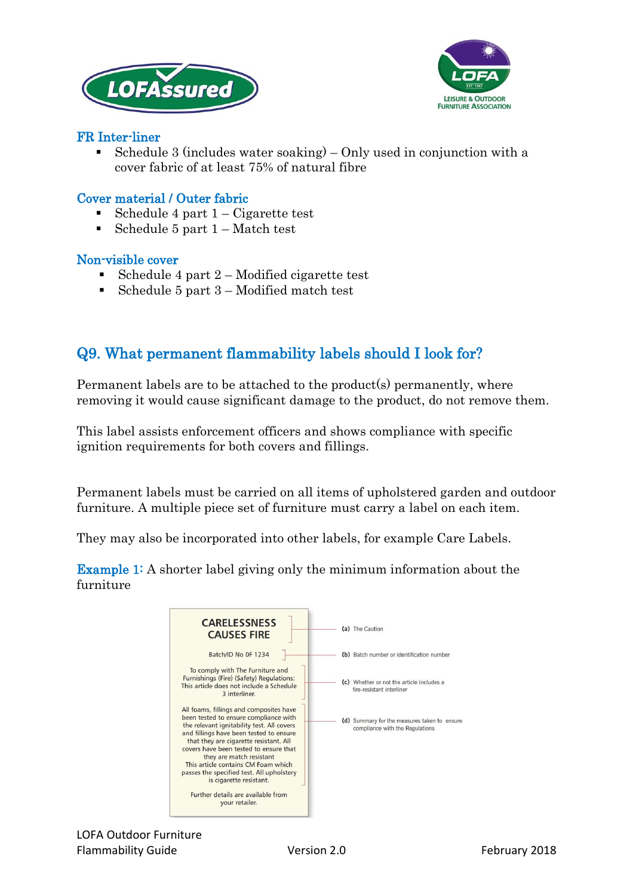### FR Inter-liner

- Schedule 3 (includes water soaking) – Only used in conjunction with a cover fabric of at least 75% of natural fibre

### Cover material / Outer fabric

- Schedule 4 part 1 – Cigarette test
- Schedule 5 part 1 – Match test

### Non-visible cover

- Schedule 4 part 2 – Modified cigarette test
- Schedule 5 part 3 – Modified match test

## Q9. What permanent flammability labels should I look for?

Permanent labels are to be attached to the product(s) permanently, where removing it would cause significant damage to the product, do not remove them.

This label assists enforcement officers and shows compliance with specific ignition requirements for both covers and fillings.

Permanent labels must be carried on all items of upholstered garden and outdoor furniture. A multiple piece set of furniture must carry a label on each item.

They may also be incorporated into other labels, for example Care Labels.

**Example 1:** A shorter label giving only the minimum information about the furniture

| Label | |
|---|---|
| CARELESSNESS CAUSES FIRE | (a) The Caution |
| Batch/ID No 0F 1234 | (b) Batch number or identification number |
| To comply with The Furniture and Furnishings (Fire) (Safety) Regulations: This article does not include a Schedule 3 interliner. | (c) Whether or not the article includes a fire-resistant interliner |
| All foams, fillings and composites have been tested to ensure compliance with the relevant ignitability test. All covers and fillings have been tested to ensure that they are cigarette resistant. All covers have been tested to ensure that they are match resistant This article contains CM Foam which passes the specified test. All upholstery is cigarette resistant. | (d) Summary for the measures taken to ensure compliance with the Regulations |
| Further details are available from your retailer. | |

LOFA Outdoor Furniture Flammability Guide — Version 2.0 — February 2018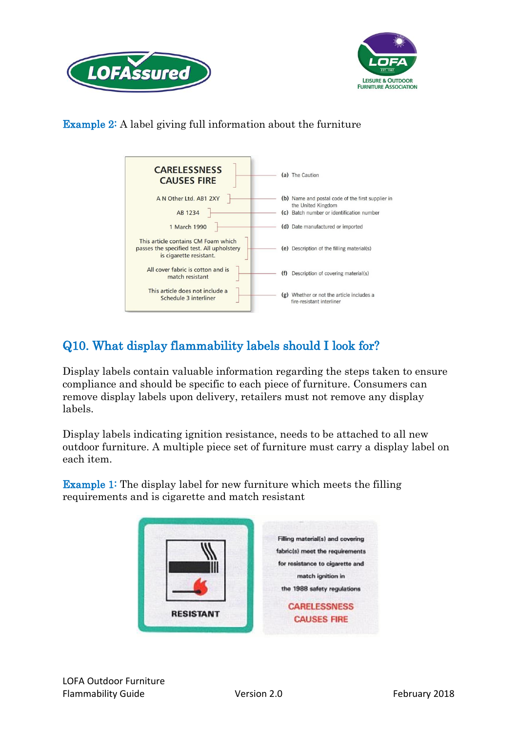Example 2: A label giving full information about the furniture

| Label | Description |
| --- | --- |
| CARELESSNESS CAUSES FIRE | (a) The Caution |
| A N Other Ltd. AB1 2XY | (b) Name and postal code of the first supplier in the United Kingdom |
| AB 1234 | (c) Batch number or identification number |
| 1 March 1990 | (d) Date manufactured or imported |
| This article contains CM Foam which passes the specified test. All upholstery is cigarette resistant. | (e) Description of the filling material(s) |
| All cover fabric is cotton and is match resistant | (f) Description of covering material(s) |
| This article does not include a Schedule 3 interliner | (g) Whether or not the article includes a fire-resistant interliner |

## Q10. What display flammability labels should I look for?

Display labels contain valuable information regarding the steps taken to ensure compliance and should be specific to each piece of furniture. Consumers can remove display labels upon delivery, retailers must not remove any display labels.

Display labels indicating ignition resistance, needs to be attached to all new outdoor furniture. A multiple piece set of furniture must carry a display label on each item.

Example 1: The display label for new furniture which meets the filling requirements and is cigarette and match resistant

RESISTANT

Filling material(s) and covering fabric(s) meet the requirements for resistance to cigarette and match ignition in the 1988 safety regulations

CARELESSNESS CAUSES FIRE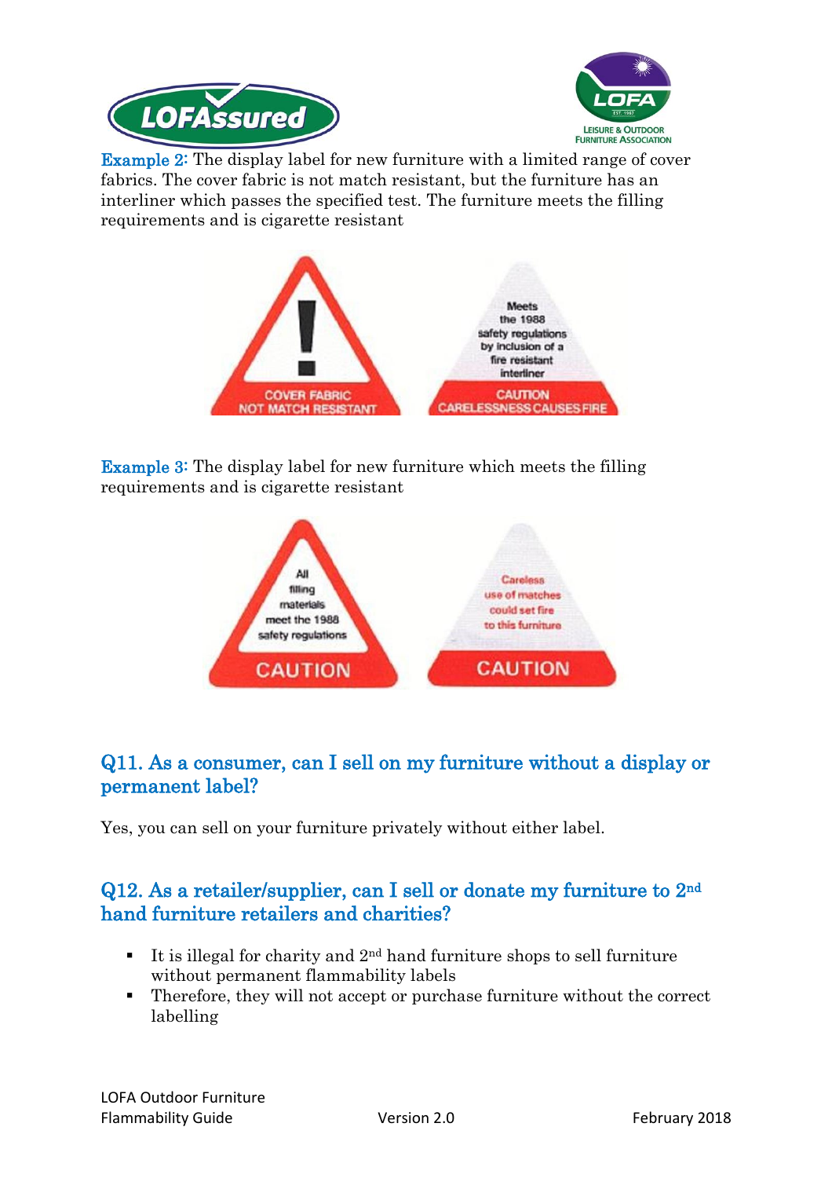**Example 2:** The display label for new furniture with a limited range of cover fabrics. The cover fabric is not match resistant, but the furniture has an interliner which passes the specified test. The furniture meets the filling requirements and is cigarette resistant

COVER FABRIC NOT MATCH RESISTANT

Meets the 1988 safety regulations by inclusion of a fire resistant interliner

CAUTION CARELESSNESS CAUSES FIRE

**Example 3:** The display label for new furniture which meets the filling requirements and is cigarette resistant

All filling materials meet the 1988 safety regulations

CAUTION

Careless use of matches could set fire to this furniture

CAUTION

## Q11. As a consumer, can I sell on my furniture without a display or permanent label?

Yes, you can sell on your furniture privately without either label.

## Q12. As a retailer/supplier, can I sell or donate my furniture to 2nd hand furniture retailers and charities?

- It is illegal for charity and 2nd hand furniture shops to sell furniture without permanent flammability labels
- Therefore, they will not accept or purchase furniture without the correct labelling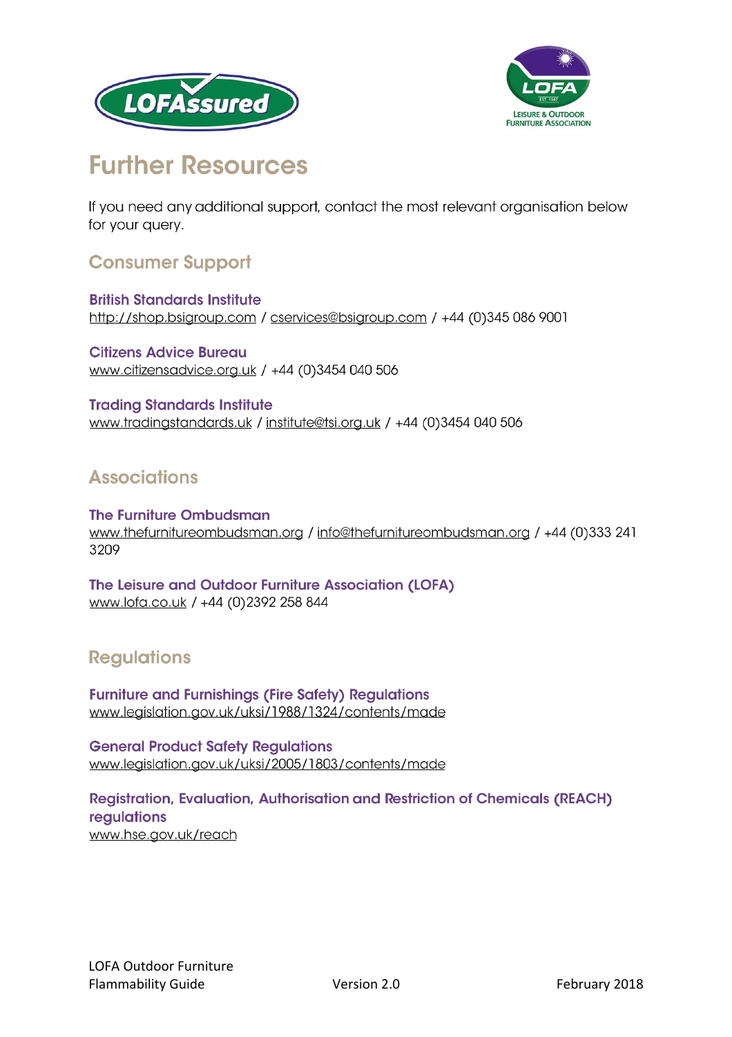# Further Resources

If you need any additional support, contact the most relevant organisation below for your query.

## Consumer Support

### British Standards Institute

http://shop.bsigroup.com / cservices@bsigroup.com / +44 (0)345 086 9001

### Citizens Advice Bureau

www.citizensadvice.org.uk / +44 (0)3454 040 506

### Trading Standards Institute

www.tradingstandards.uk / institute@tsi.org.uk / +44 (0)3454 040 506

## Associations

### The Furniture Ombudsman

www.thefurnitureombudsman.org / info@thefurnitureombudsman.org / +44 (0)333 241 3209

### The Leisure and Outdoor Furniture Association (LOFA)

www.lofa.co.uk / +44 (0)2392 258 844

## Regulations

### Furniture and Furnishings (Fire Safety) Regulations

www.legislation.gov.uk/uksi/1988/1324/contents/made

### General Product Safety Regulations

www.legislation.gov.uk/uksi/2005/1803/contents/made

### Registration, Evaluation, Authorisation and Restriction of Chemicals (REACH) regulations

www.hse.gov.uk/reach